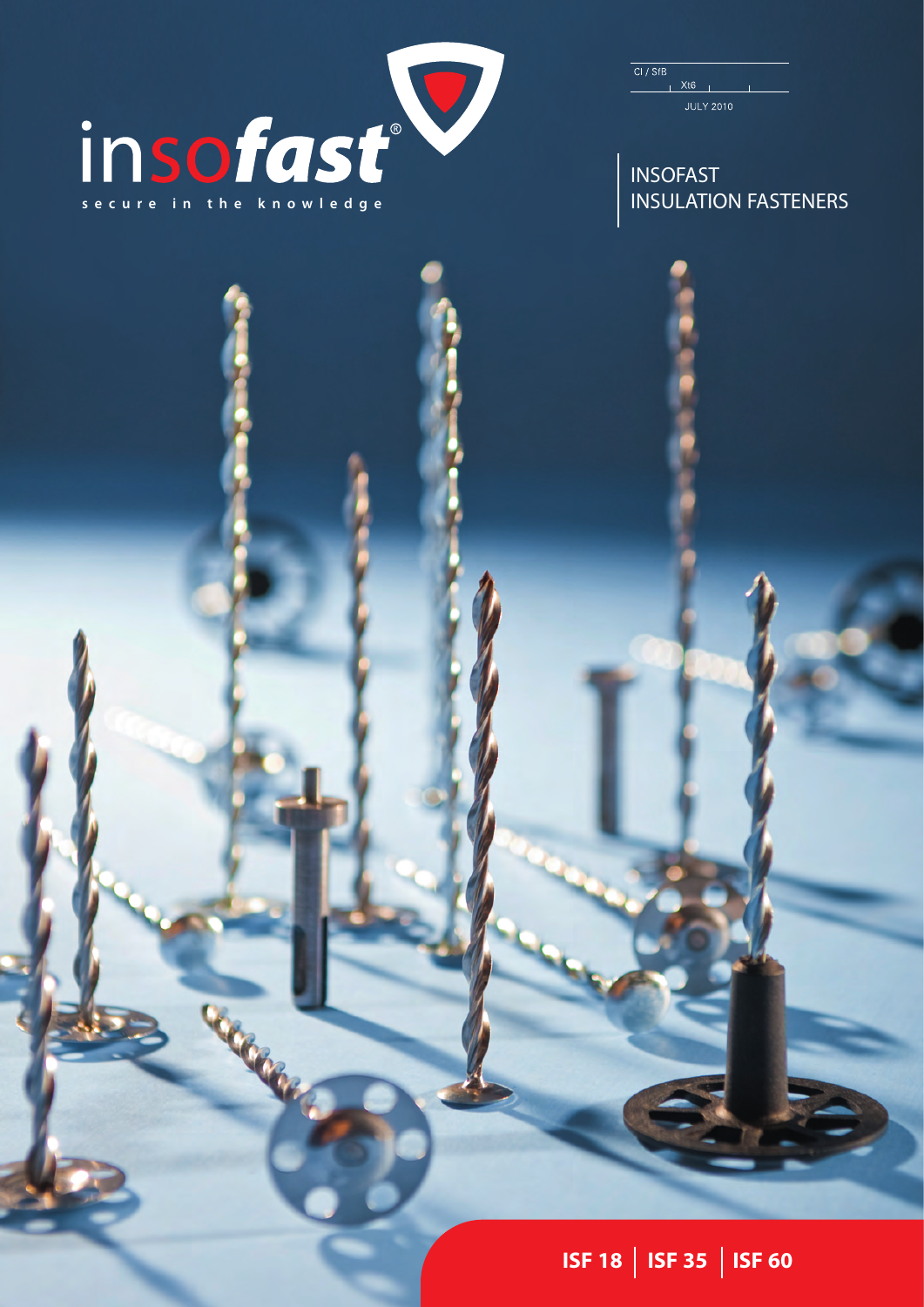insofast®

secure in the knowledge

CI / SfB

Xt6

JULY 2010

# INSOFAST INSULATION FASTENERS

**ISF 18 | ISF 35 | ISF 60**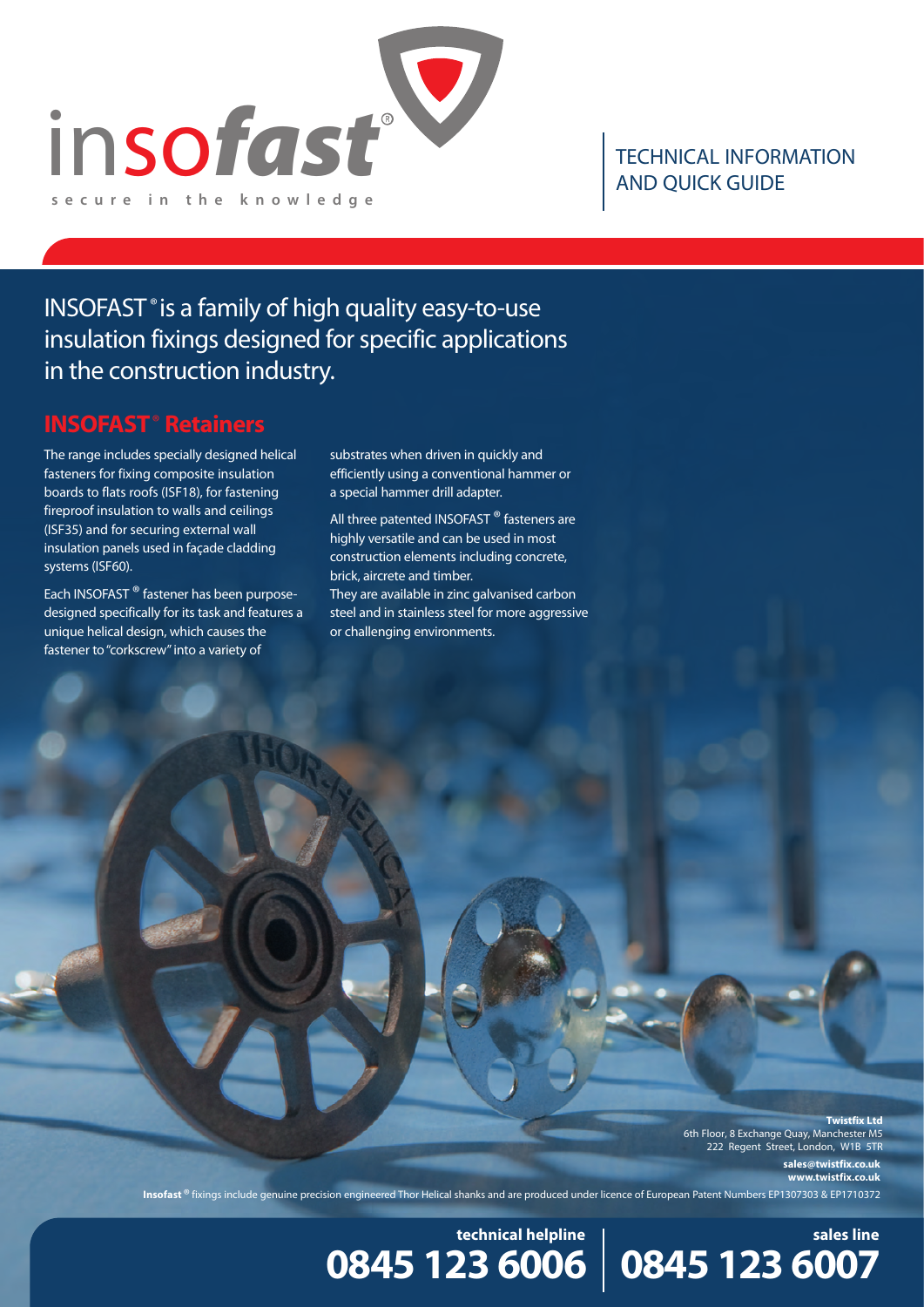insofast®

secure in the knowledge

TECHNICAL INFORMATION AND QUICK GUIDE

# INSOFAST® is a family of high quality easy-to-use insulation fixings designed for specific applications in the construction industry.

## INSOFAST® Retainers

The range includes specially designed helical fasteners for fixing composite insulation boards to flats roofs (ISF18), for fastening fireproof insulation to walls and ceilings (ISF35) and for securing external wall insulation panels used in façade cladding systems (ISF60).

Each INSOFAST® fastener has been purpose-designed specifically for its task and features a unique helical design, which causes the fastener to "corkscrew" into a variety of substrates when driven in quickly and efficiently using a conventional hammer or a special hammer drill adapter.

All three patented INSOFAST® fasteners are highly versatile and can be used in most construction elements including concrete, brick, aircrete and timber.
They are available in zinc galvanised carbon steel and in stainless steel for more aggressive or challenging environments.

**Twistfix Ltd**
6th Floor, 8 Exchange Quay, Manchester M5
222 Regent Street, London, W1B 5TR

**sales@twistfix.co.uk**
**www.twistfix.co.uk**

**Insofast®** fixings include genuine precision engineered Thor Helical shanks and are produced under licence of European Patent Numbers EP1307303 & EP1710372

**technical helpline**
**0845 123 6006**

**sales line**
**0845 123 6007**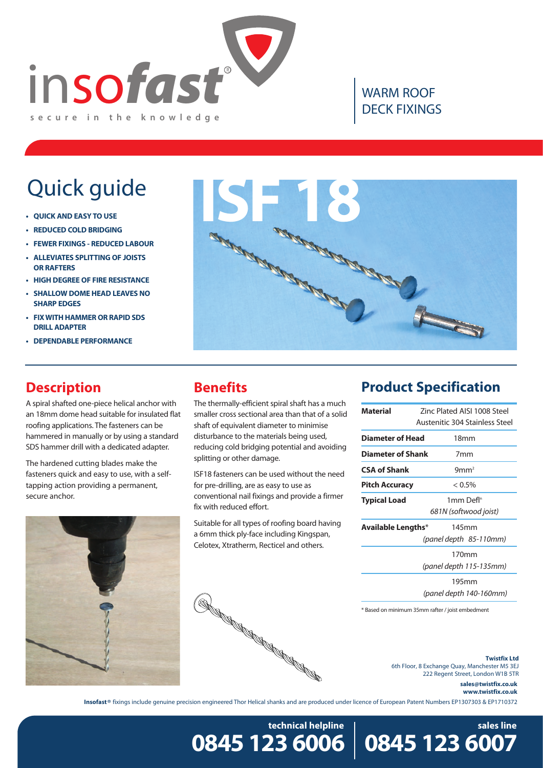insofast®

secure in the knowledge

WARM ROOF DECK FIXINGS

# Quick guide

- **QUICK AND EASY TO USE**
- **REDUCED COLD BRIDGING**
- **FEWER FIXINGS - REDUCED LABOUR**
- **ALLEVIATES SPLITTING OF JOISTS OR RAFTERS**
- **HIGH DEGREE OF FIRE RESISTANCE**
- **SHALLOW DOME HEAD LEAVES NO SHARP EDGES**
- **FIX WITH HAMMER OR RAPID SDS DRILL ADAPTER**
- **DEPENDABLE PERFORMANCE**

ISF 18

## Description

A spiral shafted one-piece helical anchor with an 18mm dome head suitable for insulated flat roofing applications. The fasteners can be hammered in manually or by using a standard SDS hammer drill with a dedicated adapter.

The hardened cutting blades make the fasteners quick and easy to use, with a self-tapping action providing a permanent, secure anchor.

## Benefits

The thermally-efficient spiral shaft has a much smaller cross sectional area than that of a solid shaft of equivalent diameter to minimise disturbance to the materials being used, reducing cold bridging potential and avoiding splitting or other damage.

ISF18 fasteners can be used without the need for pre-drilling, are as easy to use as conventional nail fixings and provide a firmer fix with reduced effort.

Suitable for all types of roofing board having a 6mm thick ply-face including Kingspan, Celotex, Xtratherm, Recticel and others.

## Product Specification

| | |
|---|---|
| **Material** | Zinc Plated AISI 1008 Steel<br>Austenitic 304 Stainless Steel |
| **Diameter of Head** | 18mm |
| **Diameter of Shank** | 7mm |
| **CSA of Shank** | $9mm^2$ |
| **Pitch Accuracy** | < 0.5% |
| **Typical Load** | 1mm Defl$^n$<br>*681N (softwood joist)* |
| **Available Lengths*** | 145mm<br>*(panel depth 85-110mm)* |
| | 170mm<br>*(panel depth 115-135mm)* |
| | 195mm<br>*(panel depth 140-160mm)* |

\* Based on minimum 35mm rafter / joist embedment

**Twistfix Ltd**
6th Floor, 8 Exchange Quay, Manchester M5 3EJ
222 Regent Street, London W1B 5TR
**sales@twistfix.co.uk**
**www.twistfix.co.uk**

**Insofast**® fixings include genuine precision engineered Thor Helical shanks and are produced under licence of European Patent Numbers EP1307303 & EP1710372

**technical helpline** **0845 123 6006** | **sales line** **0845 123 6007**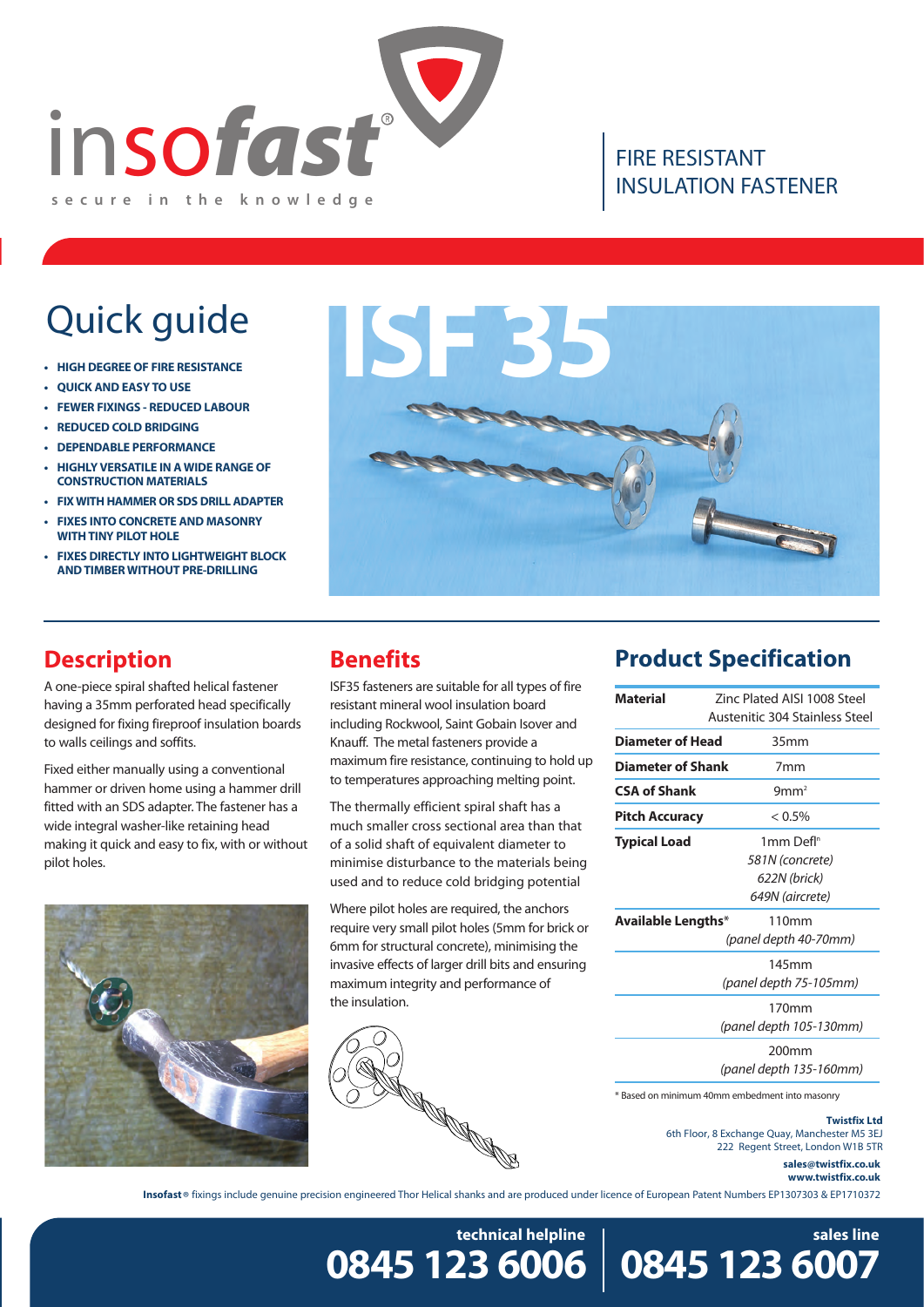insofast®

secure in the knowledge

FIRE RESISTANT
INSULATION FASTENER

# Quick guide

- **HIGH DEGREE OF FIRE RESISTANCE**
- **QUICK AND EASY TO USE**
- **FEWER FIXINGS - REDUCED LABOUR**
- **REDUCED COLD BRIDGING**
- **DEPENDABLE PERFORMANCE**
- **HIGHLY VERSATILE IN A WIDE RANGE OF CONSTRUCTION MATERIALS**
- **FIX WITH HAMMER OR SDS DRILL ADAPTER**
- **FIXES INTO CONCRETE AND MASONRY WITH TINY PILOT HOLE**
- **FIXES DIRECTLY INTO LIGHTWEIGHT BLOCK AND TIMBER WITHOUT PRE-DRILLING**

ISF 35

## Description

A one-piece spiral shafted helical fastener having a 35mm perforated head specifically designed for fixing fireproof insulation boards to walls ceilings and soffits.

Fixed either manually using a conventional hammer or driven home using a hammer drill fitted with an SDS adapter. The fastener has a wide integral washer-like retaining head making it quick and easy to fix, with or without pilot holes.

## Benefits

ISF35 fasteners are suitable for all types of fire resistant mineral wool insulation board including Rockwool, Saint Gobain Isover and Knauff. The metal fasteners provide a maximum fire resistance, continuing to hold up to temperatures approaching melting point.

The thermally efficient spiral shaft has a much smaller cross sectional area than that of a solid shaft of equivalent diameter to minimise disturbance to the materials being used and to reduce cold bridging potential

Where pilot holes are required, the anchors require very small pilot holes (5mm for brick or 6mm for structural concrete), minimising the invasive effects of larger drill bits and ensuring maximum integrity and performance of the insulation.

## Product Specification

| | |
|---|---|
| **Material** | Zinc Plated AISI 1008 Steel<br>Austenitic 304 Stainless Steel |
| **Diameter of Head** | 35mm |
| **Diameter of Shank** | 7mm |
| **CSA of Shank** | $9mm^2$ |
| **Pitch Accuracy** | < 0.5% |
| **Typical Load** | 1mm Defl$^{n}$<br>*581N (concrete)*<br>*622N (brick)*<br>*649N (aircrete)* |
| **Available Lengths*** | 110mm<br>*(panel depth 40-70mm)* |
| | 145mm<br>*(panel depth 75-105mm)* |
| | 170mm<br>*(panel depth 105-130mm)* |
| | 200mm<br>*(panel depth 135-160mm)* |

* Based on minimum 40mm embedment into masonry

**Twistfix Ltd**
6th Floor, 8 Exchange Quay, Manchester M5 3EJ
222 Regent Street, London W1B 5TR

**sales@twistfix.co.uk**
**www.twistfix.co.uk**

**Insofast**® fixings include genuine precision engineered Thor Helical shanks and are produced under licence of European Patent Numbers EP1307303 & EP1710372

**technical helpline**
**0845 123 6006**

**sales line**
**0845 123 6007**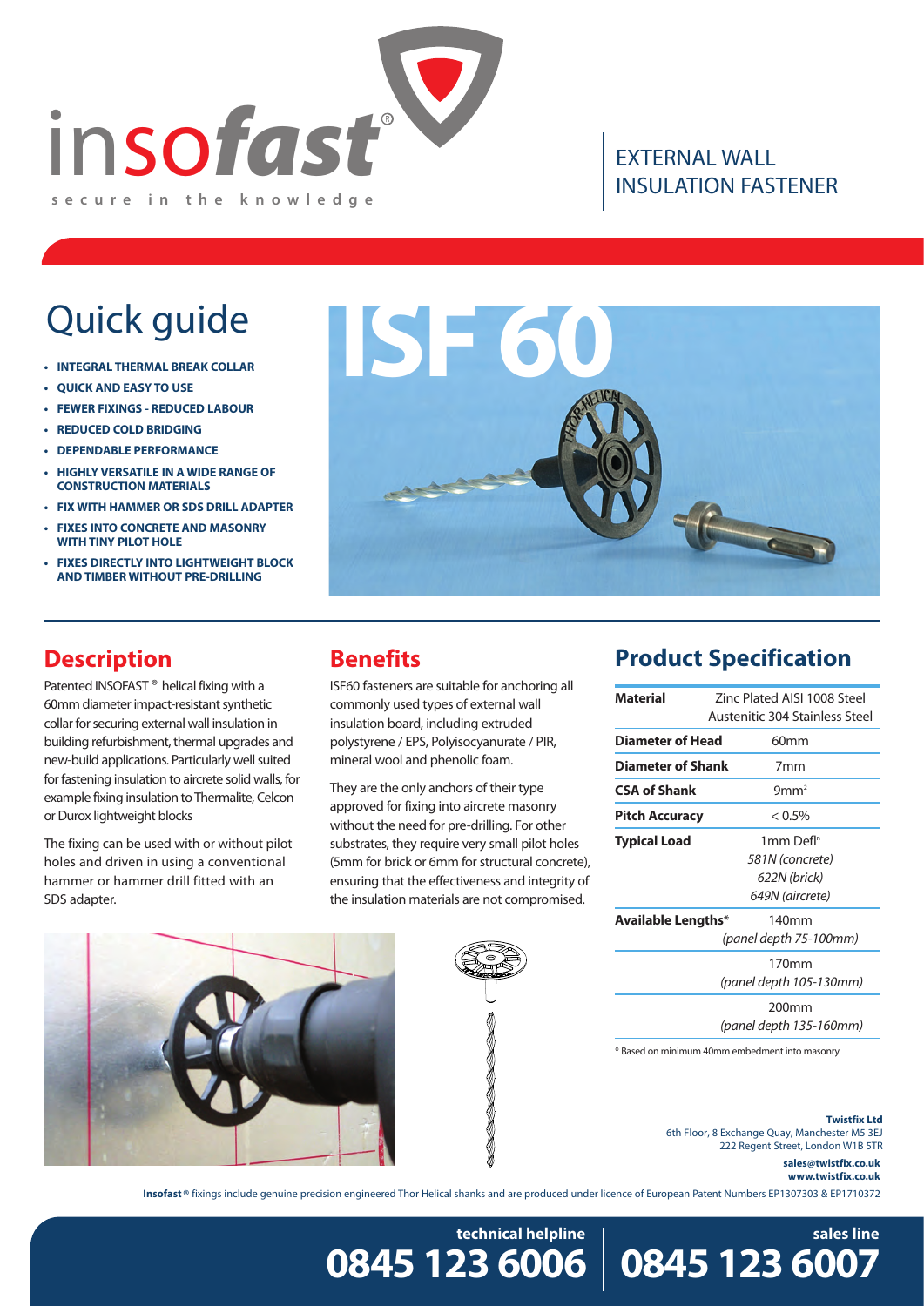insofast®

secure in the knowledge

EXTERNAL WALL INSULATION FASTENER

# Quick guide

- **INTEGRAL THERMAL BREAK COLLAR**
- **QUICK AND EASY TO USE**
- **FEWER FIXINGS - REDUCED LABOUR**
- **REDUCED COLD BRIDGING**
- **DEPENDABLE PERFORMANCE**
- **HIGHLY VERSATILE IN A WIDE RANGE OF CONSTRUCTION MATERIALS**
- **FIX WITH HAMMER OR SDS DRILL ADAPTER**
- **FIXES INTO CONCRETE AND MASONRY WITH TINY PILOT HOLE**
- **FIXES DIRECTLY INTO LIGHTWEIGHT BLOCK AND TIMBER WITHOUT PRE-DRILLING**

ISF 60

## Description

Patented INSOFAST ® helical fixing with a 60mm diameter impact-resistant synthetic collar for securing external wall insulation in building refurbishment, thermal upgrades and new-build applications. Particularly well suited for fastening insulation to aircrete solid walls, for example fixing insulation to Thermalite, Celcon or Durox lightweight blocks

The fixing can be used with or without pilot holes and driven in using a conventional hammer or hammer drill fitted with an SDS adapter.

## Benefits

ISF60 fasteners are suitable for anchoring all commonly used types of external wall insulation board, including extruded polystyrene / EPS, Polyisocyanurate / PIR, mineral wool and phenolic foam.

They are the only anchors of their type approved for fixing into aircrete masonry without the need for pre-drilling. For other substrates, they require very small pilot holes (5mm for brick or 6mm for structural concrete), ensuring that the effectiveness and integrity of the insulation materials are not compromised.

## Product Specification

| | |
|---|---|
| **Material** | Zinc Plated AISI 1008 Steel<br>Austenitic 304 Stainless Steel |
| **Diameter of Head** | 60mm |
| **Diameter of Shank** | 7mm |
| **CSA of Shank** | $9mm^2$ |
| **Pitch Accuracy** | < 0.5% |
| **Typical Load** | 1mm Defl$^n$<br>*581N (concrete)*<br>*622N (brick)*<br>*649N (aircrete)* |
| **Available Lengths*** | 140mm<br>*(panel depth 75-100mm)* |
| | 170mm<br>*(panel depth 105-130mm)* |
| | 200mm<br>*(panel depth 135-160mm)* |

\* Based on minimum 40mm embedment into masonry

**Twistfix Ltd**
6th Floor, 8 Exchange Quay, Manchester M5 3EJ
222 Regent Street, London W1B 5TR

**sales@twistfix.co.uk**
**www.twistfix.co.uk**

**Insofast** ® fixings include genuine precision engineered Thor Helical shanks and are produced under licence of European Patent Numbers EP1307303 & EP1710372

**technical helpline**
**0845 123 6006**

**sales line**
**0845 123 6007**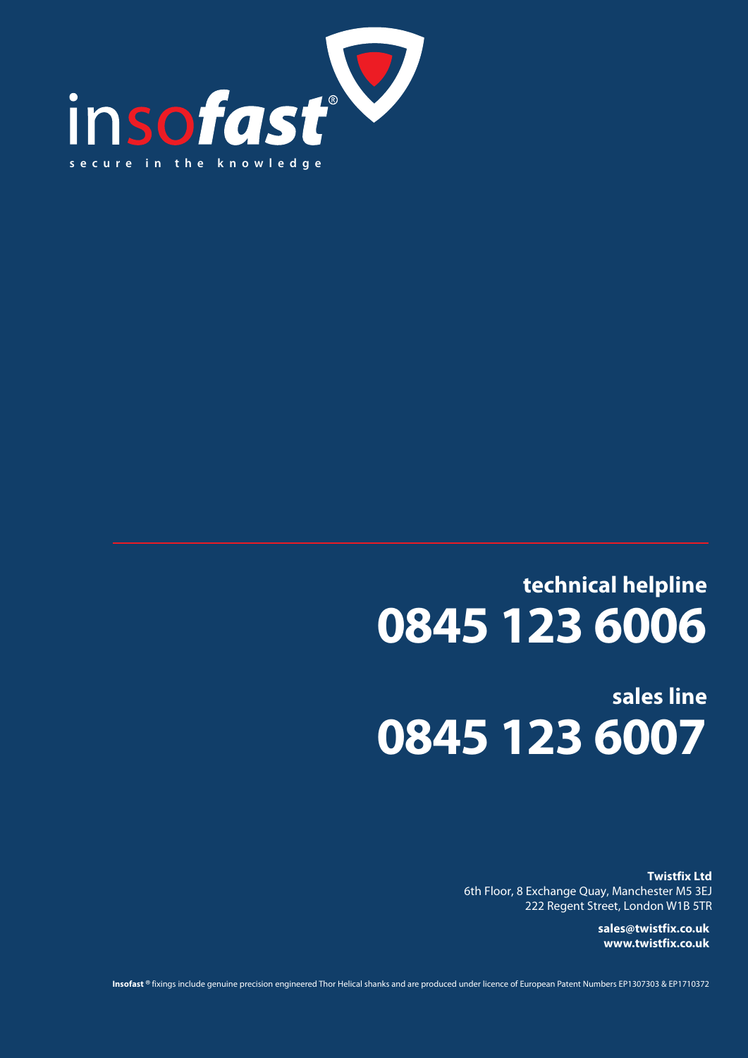insofast®

secure in the knowledge

## technical helpline

# 0845 123 6006

## sales line

# 0845 123 6007

**Twistfix Ltd**
6th Floor, 8 Exchange Quay, Manchester M5 3EJ
222 Regent Street, London W1B 5TR

**sales@twistfix.co.uk**
**www.twistfix.co.uk**

**Insofast ®** fixings include genuine precision engineered Thor Helical shanks and are produced under licence of European Patent Numbers EP1307303 & EP1710372